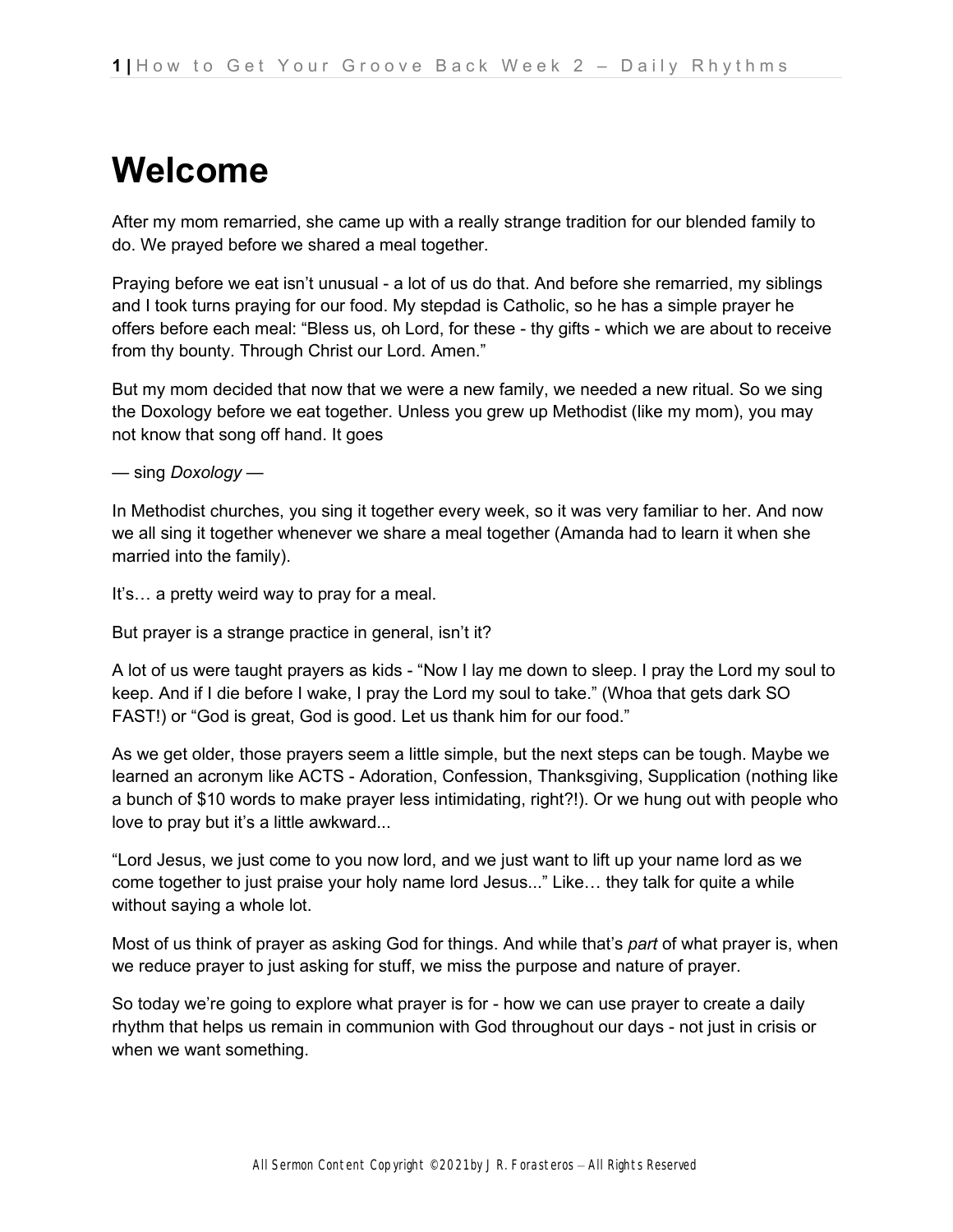# Welcome

After my mom remarried, she came up with a really strange tradition for our blended family to do. We prayed before we shared a meal together.

Praying before we eat isn't unusual - a lot of us do that. And before she remarried, my siblings and I took turns praying for our food. My stepdad is Catholic, so he has a simple prayer he offers before each meal: "Bless us, oh Lord, for these - thy gifts - which we are about to receive from thy bounty. Through Christ our Lord. Amen."

But my mom decided that now that we were a new family, we needed a new ritual. So we sing the Doxology before we eat together. Unless you grew up Methodist (like my mom), you may not know that song off hand. It goes

— sing *Doxology* —

In Methodist churches, you sing it together every week, so it was very familiar to her. And now we all sing it together whenever we share a meal together (Amanda had to learn it when she married into the family).

It's… a pretty weird way to pray for a meal.

But prayer is a strange practice in general, isn't it?

A lot of us were taught prayers as kids - "Now I lay me down to sleep. I pray the Lord my soul to keep. And if I die before I wake, I pray the Lord my soul to take." (Whoa that gets dark SO FAST!) or "God is great, God is good. Let us thank him for our food."

As we get older, those prayers seem a little simple, but the next steps can be tough. Maybe we learned an acronym like ACTS - Adoration, Confession, Thanksgiving, Supplication (nothing like a bunch of $10 words to make prayer less intimidating, right?!). Or we hung out with people who love to pray but it's a little awkward...

"Lord Jesus, we just come to you now lord, and we just want to lift up your name lord as we come together to just praise your holy name lord Jesus..." Like… they talk for quite a while without saying a whole lot.

Most of us think of prayer as asking God for things. And while that's *part* of what prayer is, when we reduce prayer to just asking for stuff, we miss the purpose and nature of prayer.

So today we're going to explore what prayer is for - how we can use prayer to create a daily rhythm that helps us remain in communion with God throughout our days - not just in crisis or when we want something.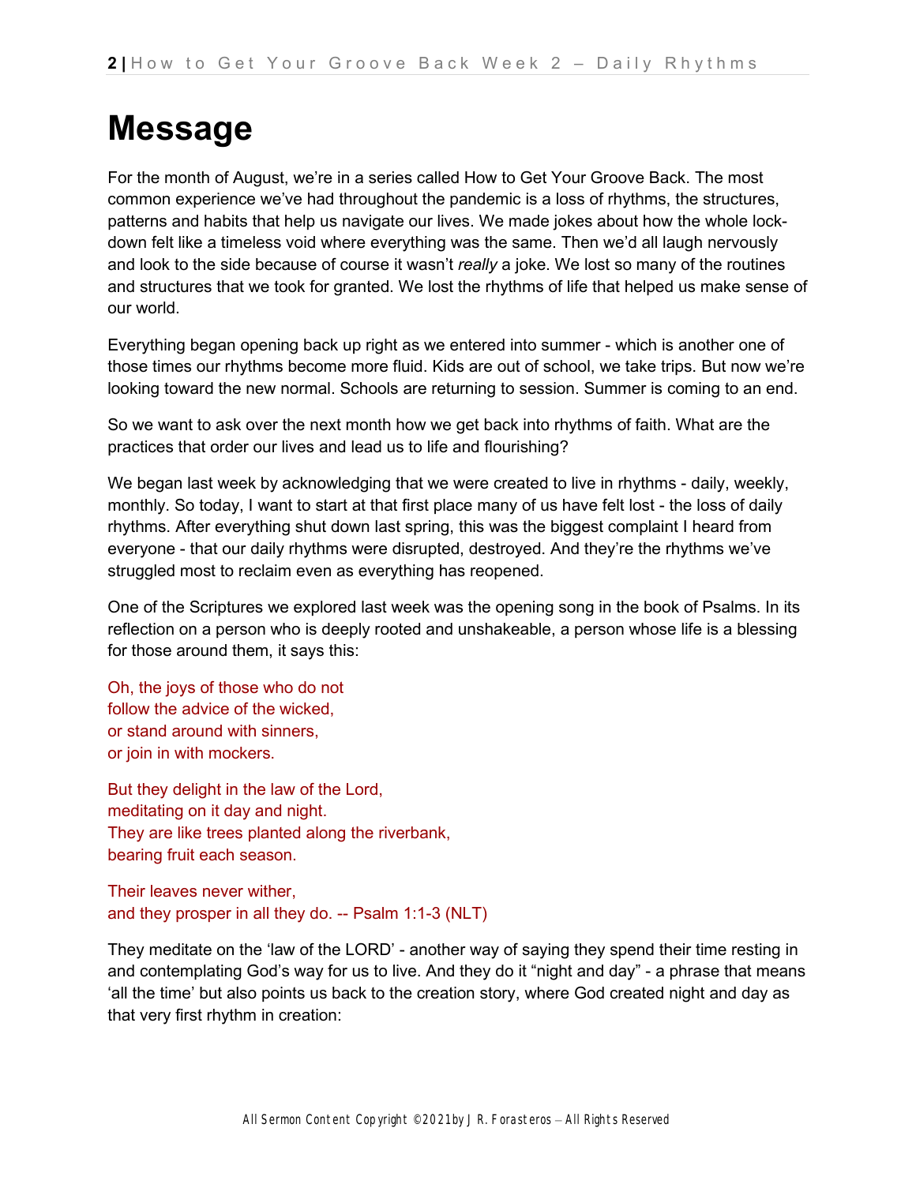# Message

For the month of August, we're in a series called How to Get Your Groove Back. The most common experience we've had throughout the pandemic is a loss of rhythms, the structures, patterns and habits that help us navigate our lives. We made jokes about how the whole lock-down felt like a timeless void where everything was the same. Then we'd all laugh nervously and look to the side because of course it wasn't *really* a joke. We lost so many of the routines and structures that we took for granted. We lost the rhythms of life that helped us make sense of our world.

Everything began opening back up right as we entered into summer - which is another one of those times our rhythms become more fluid. Kids are out of school, we take trips. But now we're looking toward the new normal. Schools are returning to session. Summer is coming to an end.

So we want to ask over the next month how we get back into rhythms of faith. What are the practices that order our lives and lead us to life and flourishing?

We began last week by acknowledging that we were created to live in rhythms - daily, weekly, monthly. So today, I want to start at that first place many of us have felt lost - the loss of daily rhythms. After everything shut down last spring, this was the biggest complaint I heard from everyone - that our daily rhythms were disrupted, destroyed. And they're the rhythms we've struggled most to reclaim even as everything has reopened.

One of the Scriptures we explored last week was the opening song in the book of Psalms. In its reflection on a person who is deeply rooted and unshakeable, a person whose life is a blessing for those around them, it says this:

Oh, the joys of those who do not
follow the advice of the wicked,
or stand around with sinners,
or join in with mockers.

But they delight in the law of the Lord,
meditating on it day and night.
They are like trees planted along the riverbank,
bearing fruit each season.

Their leaves never wither,
and they prosper in all they do. -- Psalm 1:1-3 (NLT)

They meditate on the 'law of the LORD' - another way of saying they spend their time resting in and contemplating God's way for us to live. And they do it "night and day" - a phrase that means 'all the time' but also points us back to the creation story, where God created night and day as that very first rhythm in creation: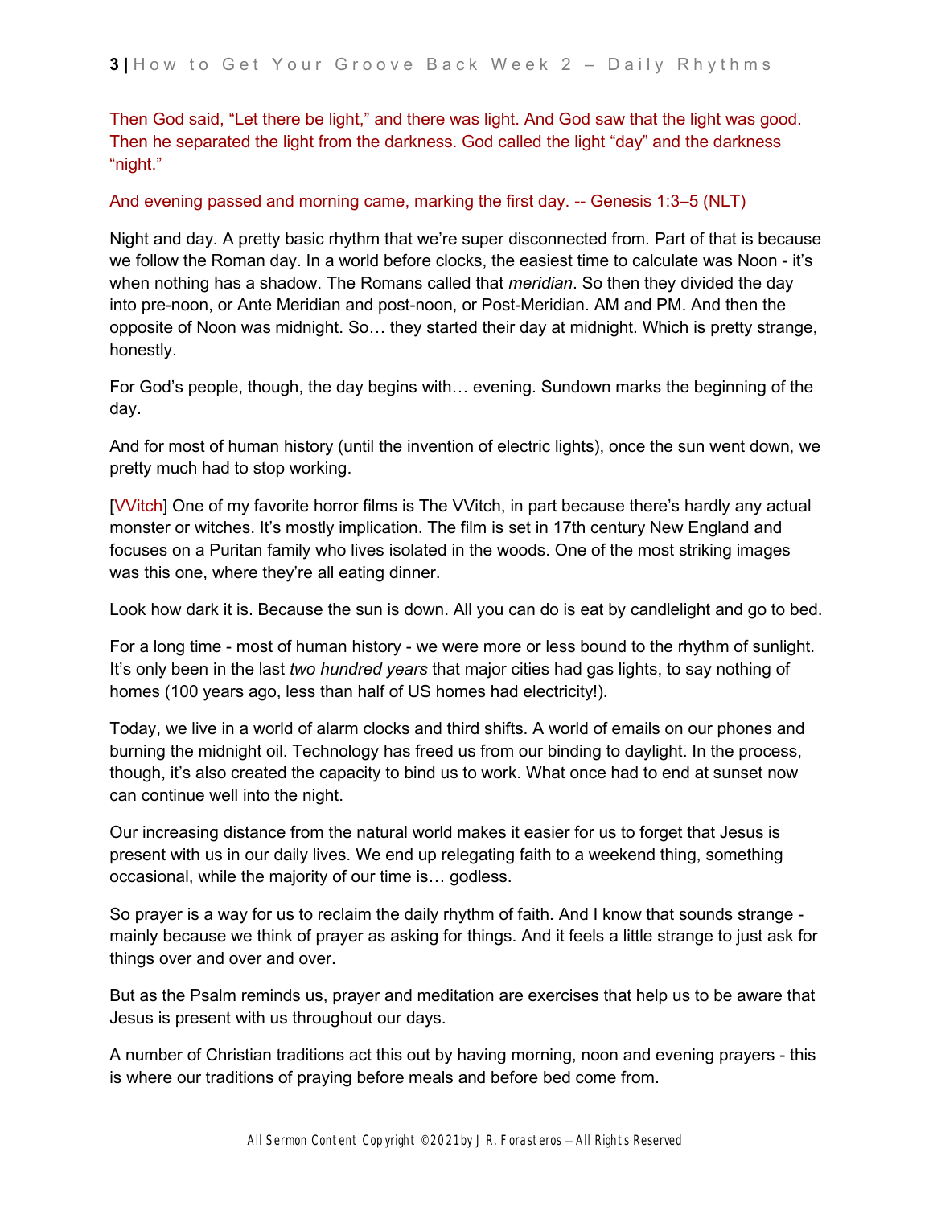Then God said, “Let there be light,” and there was light. And God saw that the light was good. Then he separated the light from the darkness. God called the light “day” and the darkness “night.”

And evening passed and morning came, marking the first day. -- Genesis 1:3–5 (NLT)

Night and day. A pretty basic rhythm that we’re super disconnected from. Part of that is because we follow the Roman day. In a world before clocks, the easiest time to calculate was Noon - it’s when nothing has a shadow. The Romans called that *meridian*. So then they divided the day into pre-noon, or Ante Meridian and post-noon, or Post-Meridian. AM and PM. And then the opposite of Noon was midnight. So… they started their day at midnight. Which is pretty strange, honestly.

For God’s people, though, the day begins with… evening. Sundown marks the beginning of the day.

And for most of human history (until the invention of electric lights), once the sun went down, we pretty much had to stop working.

[VVitch] One of my favorite horror films is The VVitch, in part because there’s hardly any actual monster or witches. It’s mostly implication. The film is set in 17th century New England and focuses on a Puritan family who lives isolated in the woods. One of the most striking images was this one, where they’re all eating dinner.

Look how dark it is. Because the sun is down. All you can do is eat by candlelight and go to bed.

For a long time - most of human history - we were more or less bound to the rhythm of sunlight. It’s only been in the last *two hundred years* that major cities had gas lights, to say nothing of homes (100 years ago, less than half of US homes had electricity!).

Today, we live in a world of alarm clocks and third shifts. A world of emails on our phones and burning the midnight oil. Technology has freed us from our binding to daylight. In the process, though, it’s also created the capacity to bind us to work. What once had to end at sunset now can continue well into the night.

Our increasing distance from the natural world makes it easier for us to forget that Jesus is present with us in our daily lives. We end up relegating faith to a weekend thing, something occasional, while the majority of our time is… godless.

So prayer is a way for us to reclaim the daily rhythm of faith. And I know that sounds strange - mainly because we think of prayer as asking for things. And it feels a little strange to just ask for things over and over and over.

But as the Psalm reminds us, prayer and meditation are exercises that help us to be aware that Jesus is present with us throughout our days.

A number of Christian traditions act this out by having morning, noon and evening prayers - this is where our traditions of praying before meals and before bed come from.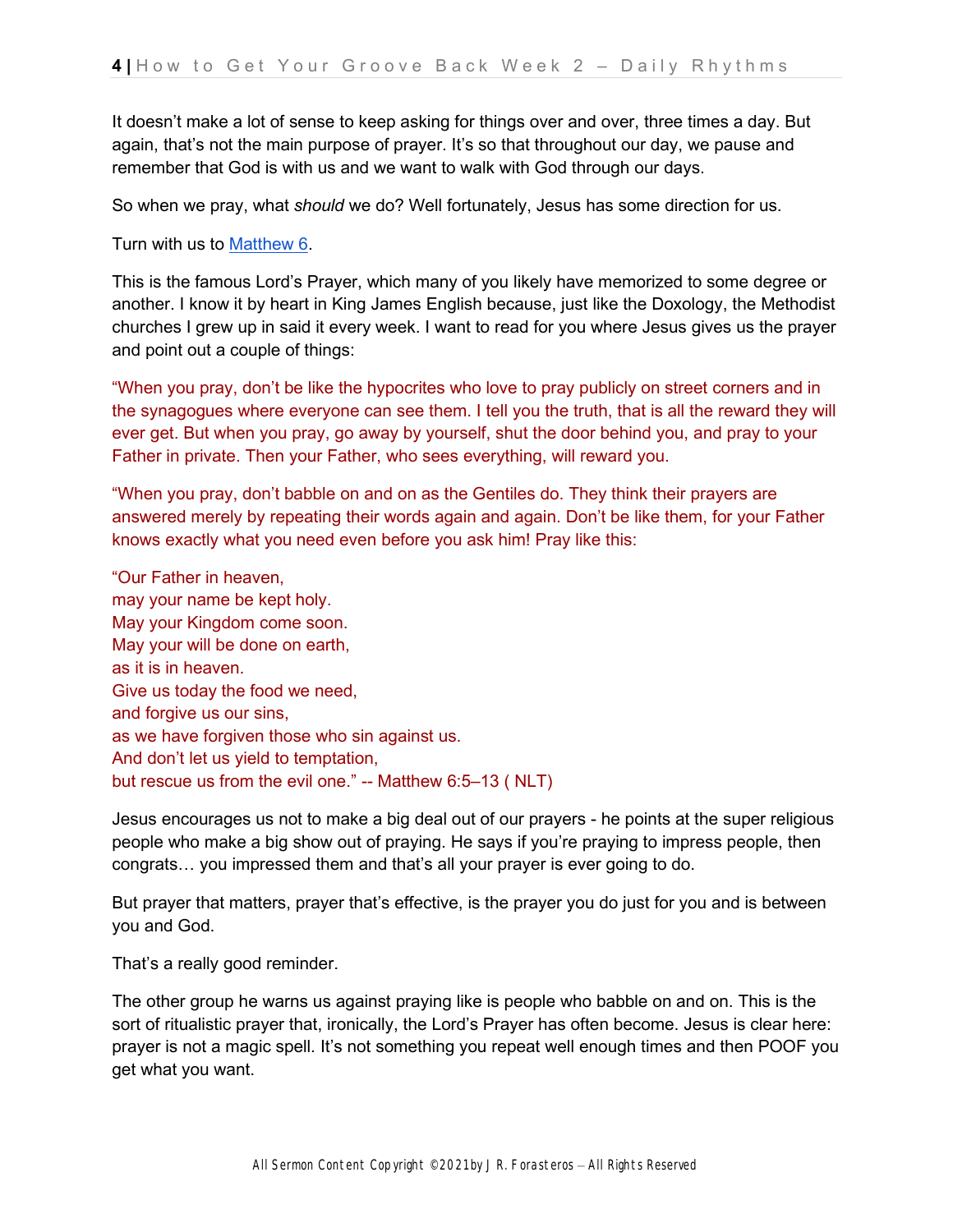It doesn't make a lot of sense to keep asking for things over and over, three times a day. But again, that's not the main purpose of prayer. It's so that throughout our day, we pause and remember that God is with us and we want to walk with God through our days.

So when we pray, what *should* we do? Well fortunately, Jesus has some direction for us.

Turn with us to [Matthew 6](#).

This is the famous Lord's Prayer, which many of you likely have memorized to some degree or another. I know it by heart in King James English because, just like the Doxology, the Methodist churches I grew up in said it every week. I want to read for you where Jesus gives us the prayer and point out a couple of things:

"When you pray, don't be like the hypocrites who love to pray publicly on street corners and in the synagogues where everyone can see them. I tell you the truth, that is all the reward they will ever get. But when you pray, go away by yourself, shut the door behind you, and pray to your Father in private. Then your Father, who sees everything, will reward you.

"When you pray, don't babble on and on as the Gentiles do. They think their prayers are answered merely by repeating their words again and again. Don't be like them, for your Father knows exactly what you need even before you ask him! Pray like this:

"Our Father in heaven,
may your name be kept holy.
May your Kingdom come soon.
May your will be done on earth,
as it is in heaven.
Give us today the food we need,
and forgive us our sins,
as we have forgiven those who sin against us.
And don't let us yield to temptation,
but rescue us from the evil one." -- Matthew 6:5–13 ( NLT)

Jesus encourages us not to make a big deal out of our prayers - he points at the super religious people who make a big show out of praying. He says if you're praying to impress people, then congrats… you impressed them and that's all your prayer is ever going to do.

But prayer that matters, prayer that's effective, is the prayer you do just for you and is between you and God.

That's a really good reminder.

The other group he warns us against praying like is people who babble on and on. This is the sort of ritualistic prayer that, ironically, the Lord's Prayer has often become. Jesus is clear here: prayer is not a magic spell. It's not something you repeat well enough times and then POOF you get what you want.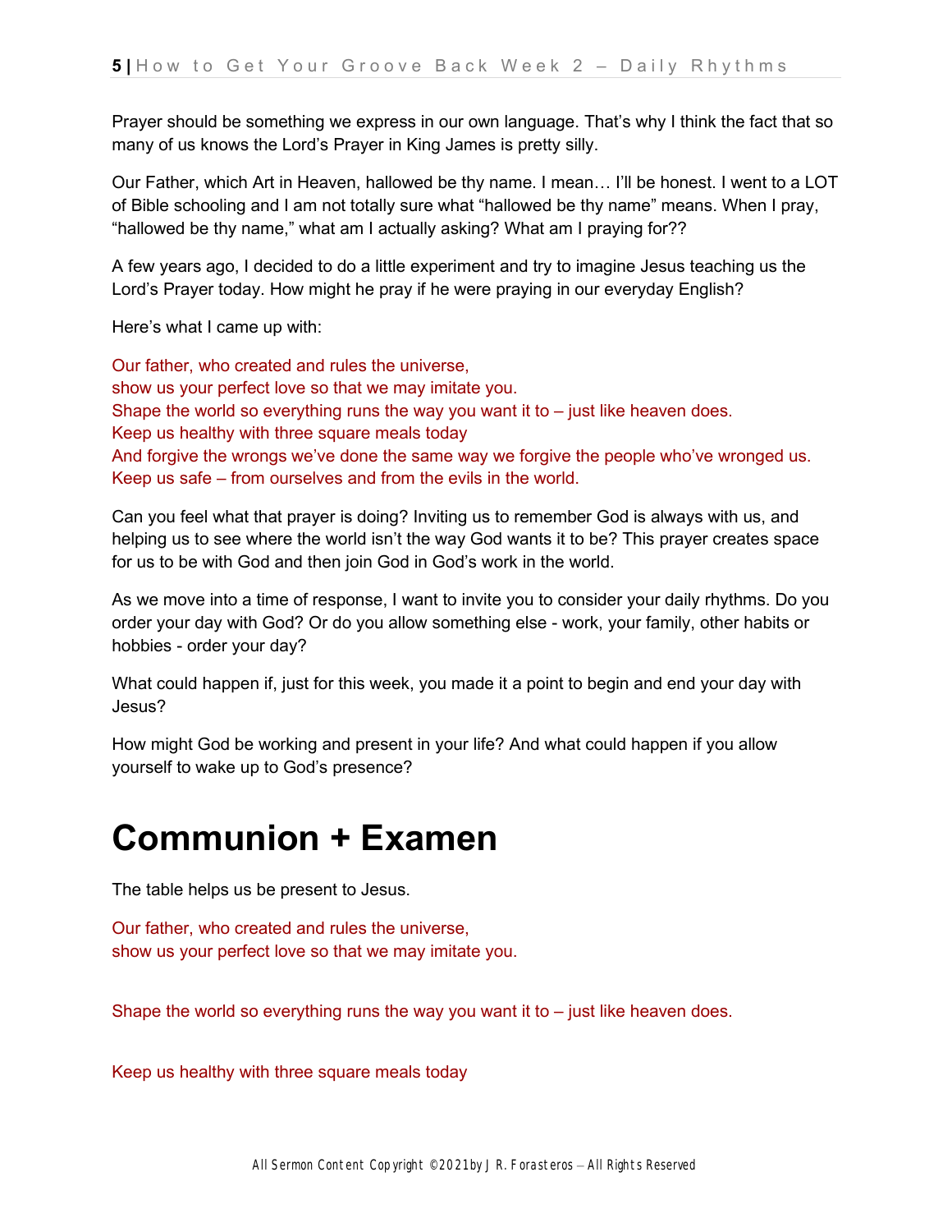Prayer should be something we express in our own language. That's why I think the fact that so many of us knows the Lord's Prayer in King James is pretty silly.

Our Father, which Art in Heaven, hallowed be thy name. I mean… I'll be honest. I went to a LOT of Bible schooling and I am not totally sure what "hallowed be thy name" means. When I pray, "hallowed be thy name," what am I actually asking? What am I praying for??

A few years ago, I decided to do a little experiment and try to imagine Jesus teaching us the Lord's Prayer today. How might he pray if he were praying in our everyday English?

Here's what I came up with:

Our father, who created and rules the universe,
show us your perfect love so that we may imitate you.
Shape the world so everything runs the way you want it to – just like heaven does.
Keep us healthy with three square meals today
And forgive the wrongs we've done the same way we forgive the people who've wronged us.
Keep us safe – from ourselves and from the evils in the world.

Can you feel what that prayer is doing? Inviting us to remember God is always with us, and helping us to see where the world isn't the way God wants it to be? This prayer creates space for us to be with God and then join God in God's work in the world.

As we move into a time of response, I want to invite you to consider your daily rhythms. Do you order your day with God? Or do you allow something else - work, your family, other habits or hobbies - order your day?

What could happen if, just for this week, you made it a point to begin and end your day with Jesus?

How might God be working and present in your life? And what could happen if you allow yourself to wake up to God's presence?

# Communion + Examen

The table helps us be present to Jesus.

Our father, who created and rules the universe,
show us your perfect love so that we may imitate you.

Shape the world so everything runs the way you want it to – just like heaven does.

Keep us healthy with three square meals today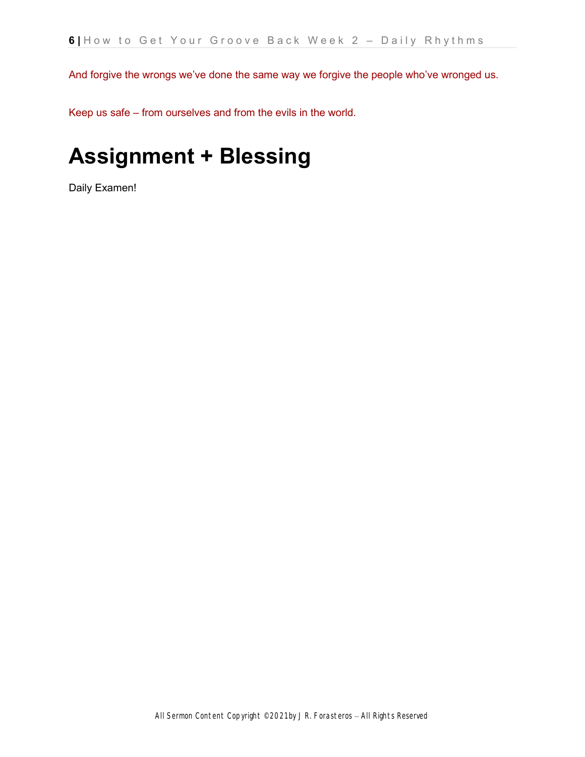And forgive the wrongs we've done the same way we forgive the people who've wronged us.

Keep us safe – from ourselves and from the evils in the world.

# Assignment + Blessing

Daily Examen!